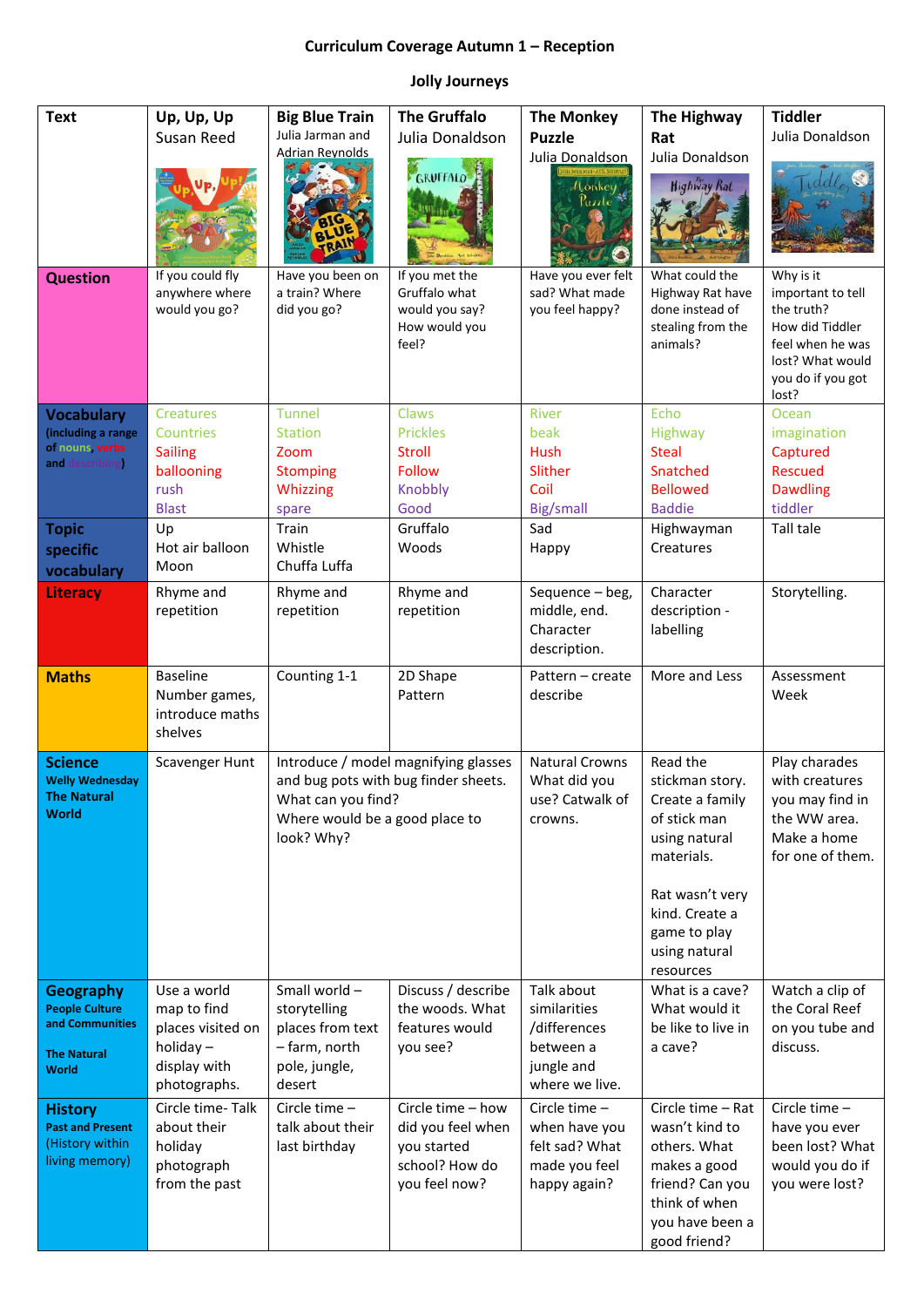# Curriculum Coverage Autumn 1 – Reception

## Jolly Journeys

| Text | Up, Up, Up<br>Susan Reed | Big Blue Train<br>Julia Jarman and Adrian Reynolds | The Gruffalo<br>Julia Donaldson | The Monkey Puzzle<br>Julia Donaldson | The Highway Rat<br>Julia Donaldson | Tiddler<br>Julia Donaldson |
|---|---|---|---|---|---|---|
| **Question** | If you could fly anywhere where would you go? | Have you been on a train? Where did you go? | If you met the Gruffalo what would you say? How would you feel? | Have you ever felt sad? What made you feel happy? | What could the Highway Rat have done instead of stealing from the animals? | Why is it important to tell the truth?<br>How did Tiddler feel when he was lost? What would you do if you got lost? |
| **Vocabulary** (including a range of nouns, verbs and describing) | Creatures<br>Countries<br>Sailing<br>ballooning<br>rush<br>Blast | Tunnel<br>Station<br>Zoom<br>Stomping<br>Whizzing<br>spare | Claws<br>Prickles<br>Stroll<br>Follow<br>Knobbly<br>Good | River<br>beak<br>Hush<br>Slither<br>Coil<br>Big/small | Echo<br>Highway<br>Steal<br>Snatched<br>Bellowed<br>Baddie | Ocean<br>imagination<br>Captured<br>Rescued<br>Dawdling<br>tiddler |
| **Topic specific vocabulary** | Up<br>Hot air balloon<br>Moon | Train<br>Whistle<br>Chuffa Luffa | Gruffalo<br>Woods | Sad<br>Happy | Highwayman<br>Creatures | Tall tale |
| **Literacy** | Rhyme and repetition | Rhyme and repetition | Rhyme and repetition | Sequence – beg, middle, end.<br>Character description. | Character description - labelling | Storytelling. |
| **Maths** | Baseline<br>Number games, introduce maths shelves | Counting 1-1 | 2D Shape<br>Pattern | Pattern – create describe | More and Less | Assessment Week |
| **Science**<br>Welly Wednesday<br>The Natural World | Scavenger Hunt | Introduce / model magnifying glasses and bug pots with bug finder sheets. What can you find?<br>Where would be a good place to look? Why? | | Natural Crowns<br>What did you use? Catwalk of crowns. | Read the stickman story. Create a family of stick man using natural materials.<br><br>Rat wasn't very kind. Create a game to play using natural resources | Play charades with creatures you may find in the WW area. Make a home for one of them. |
| **Geography**<br>People Culture and Communities<br><br>The Natural World | Use a world map to find places visited on holiday – display with photographs. | Small world – storytelling places from text – farm, north pole, jungle, desert | Discuss / describe the woods. What features would you see? | Talk about similarities /differences between a jungle and where we live. | What is a cave? What would it be like to live in a cave? | Watch a clip of the Coral Reef on you tube and discuss. |
| **History**<br>Past and Present<br>(History within living memory) | Circle time- Talk about their holiday photograph from the past | Circle time – talk about their last birthday | Circle time – how did you feel when you started school? How do you feel now? | Circle time – when have you felt sad? What made you feel happy again? | Circle time – Rat wasn't kind to others. What makes a good friend? Can you think of when you have been a good friend? | Circle time – have you ever been lost? What would you do if you were lost? |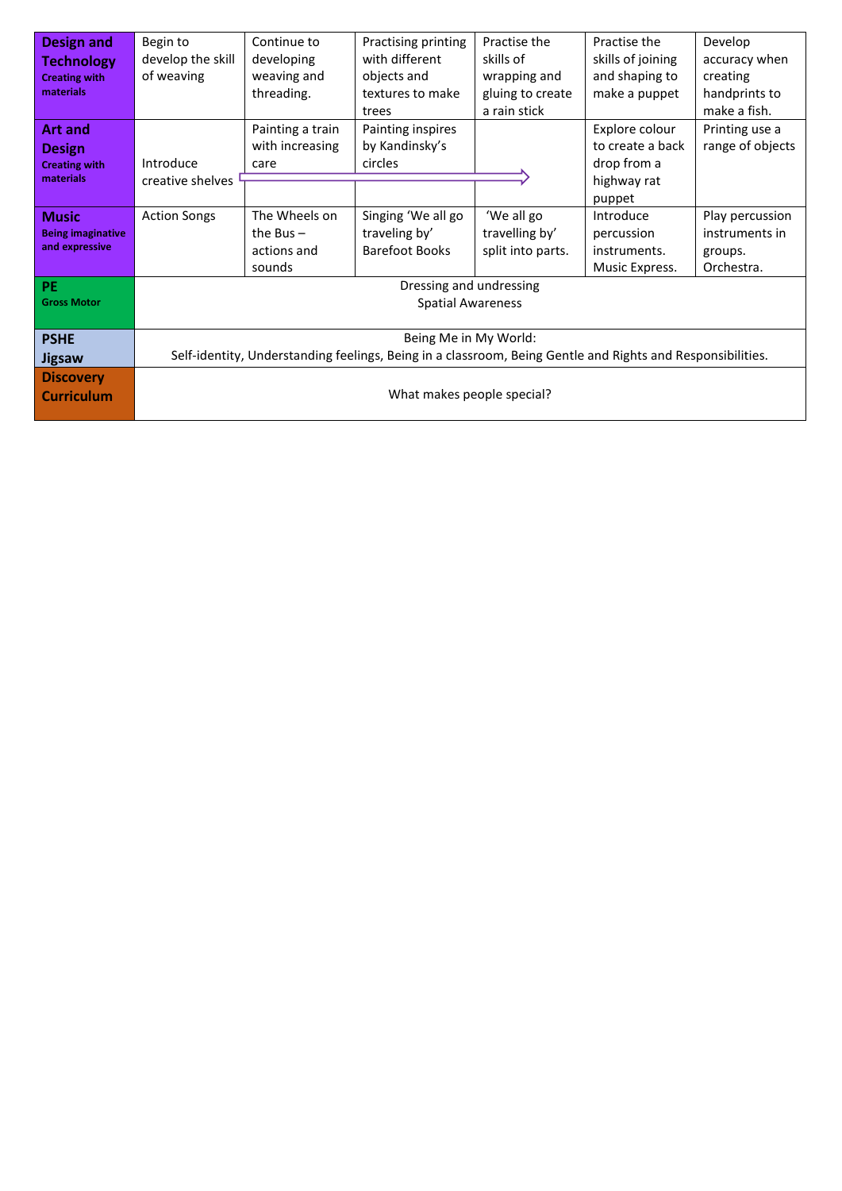| | | | | | | |
|---|---|---|---|---|---|---|
| **Design and Technology** **Creating with materials** | Begin to develop the skill of weaving | Continue to developing weaving and threading. | Practising printing with different objects and textures to make trees | Practise the skills of wrapping and gluing to create a rain stick | Practise the skills of joining and shaping to make a puppet | Develop accuracy when creating handprints to make a fish. |
| **Art and Design** **Creating with materials** | Introduce creative shelves | Painting a train with increasing care | Painting inspires by Kandinsky's circles | | Explore colour to create a back drop from a highway rat puppet | Printing use a range of objects |
| **Music** **Being imaginative and expressive** | Action Songs | The Wheels on the Bus – actions and sounds | Singing 'We all go traveling by' Barefoot Books | 'We all go travelling by' split into parts. | Introduce percussion instruments. Music Express. | Play percussion instruments in groups. Orchestra. |
| **PE** **Gross Motor** | Dressing and undressing<br>Spatial Awareness | | | | | |
| **PSHE Jigsaw** | Being Me in My World:<br>Self-identity, Understanding feelings, Being in a classroom, Being Gentle and Rights and Responsibilities. | | | | | |
| **Discovery Curriculum** | What makes people special? | | | | | |